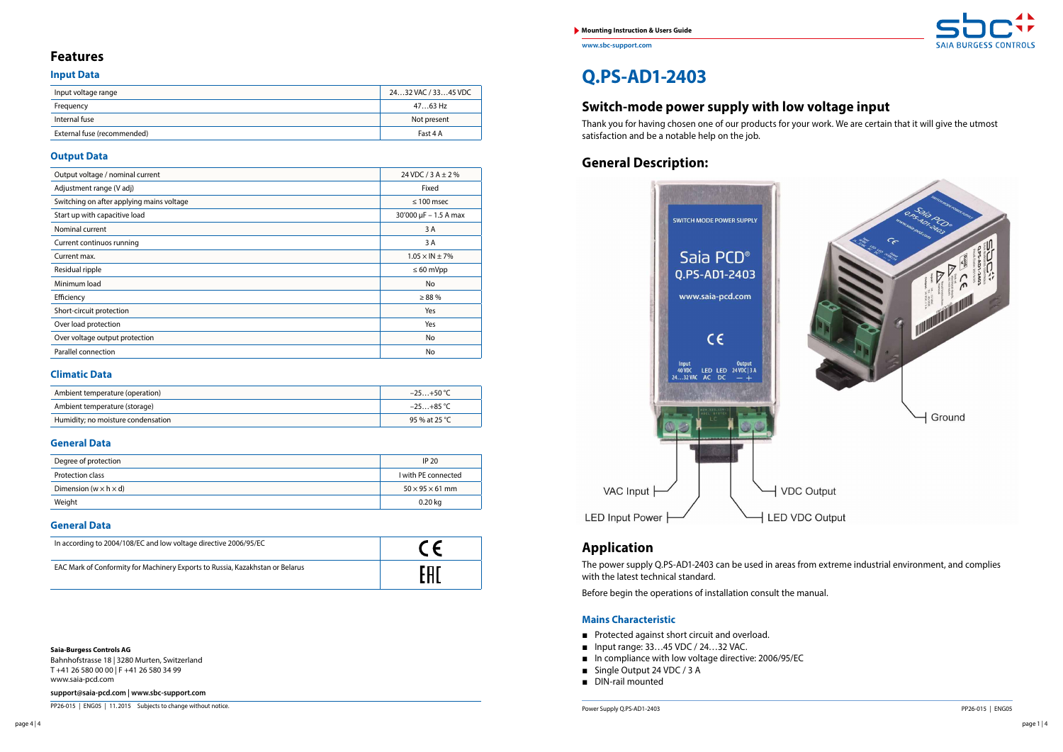# Q.PS-AD1-2403

## Switch-mode power supply with low voltage input

Thank you for having chosen one of our products for your work. We are certain that it will give the utmost satisfaction and be a notable help on the job.

## General Description:

VAC Input

LED Input Power

VDC Output

LED VDC Output

Ground

## Application

The power supply Q.PS-AD1-2403 can be used in areas from extreme industrial environment, and complies with the latest technical standard.

Before begin the operations of installation consult the manual.

### Mains Characteristic

- Protected against short circuit and overload.
- Input range: 33…45 VDC / 24…32 VAC.
- In compliance with low voltage directive: 2006/95/EC
- Single Output 24 VDC / 3 A
- DIN-rail mounted

# Features

### Input Data

| | |
|---|---|
| Input voltage range | 24…32 VAC / 33…45 VDC |
| Frequency | 47…63 Hz |
| Internal fuse | Not present |
| External fuse (recommended) | Fast 4 A |

### Output Data

| | |
|---|---|
| Output voltage / nominal current | 24 VDC / 3 A ± 2 % |
| Adjustment range (V adj) | Fixed |
| Switching on after applying mains voltage | ≤ 100 msec |
| Start up with capacitive load | 30'000 µF – 1.5 A max |
| Nominal current | 3 A |
| Current continuos running | 3 A |
| Current max. | 1.05 × IN ± 7% |
| Residual ripple | ≤ 60 mVpp |
| Minimum load | No |
| Efficiency | ≥ 88 % |
| Short-circuit protection | Yes |
| Over load protection | Yes |
| Over voltage output protection | No |
| Parallel connection | No |

### Climatic Data

| | |
|---|---|
| Ambient temperature (operation) | −25…+50 °C |
| Ambient temperature (storage) | −25…+85 °C |
| Humidity; no moisture condensation | 95 % at 25 °C |

### General Data

| | |
|---|---|
| Degree of protection | IP 20 |
| Protection class | I with PE connected |
| Dimension (w × h × d) | 50 × 95 × 61 mm |
| Weight | 0.20 kg |

### General Data

| | |
|---|---|
| In according to 2004/108/EC and low voltage directive 2006/95/EC | CE |
| EAC Mark of Conformity for Machinery Exports to Russia, Kazakhstan or Belarus | EAC |

**Saia-Burgess Controls AG**
Bahnhofstrasse 18 | 3280 Murten, Switzerland
T +41 26 580 00 00 | F +41 26 580 34 99
www.saia-pcd.com

**support@saia-pcd.com | www.sbc-support.com**

PP26-015 | ENG05 | 11.2015 Subjects to change without notice.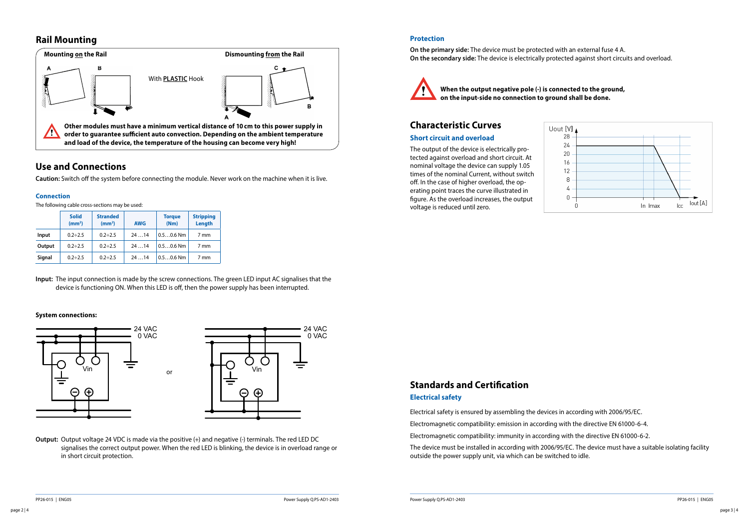## Rail Mounting

**Mounting on the Rail**

A

B

With **PLASTIC** Hook

**Dismounting from the Rail**

C

B

A

**Other modules must have a minimum vertical distance of 10 cm to this power supply in order to guarantee sufficient auto convection. Depending on the ambient temperature and load of the device, the temperature of the housing can become very high!**

## Use and Connections

**Caution:** Switch off the system before connecting the module. Never work on the machine when it is live.

### Connection

The following cable cross-sections may be used:

| | Solid ($mm^2$) | Stranded ($mm^2$) | AWG | Torque (Nm) | Stripping Length |
|---|---|---|---|---|---|
| Input | 0.2÷2.5 | 0.2÷2.5 | 24 …14 | 0.5…0.6 Nm | 7 mm |
| Output | 0.2÷2.5 | 0.2÷2.5 | 24 …14 | 0.5…0.6 Nm | 7 mm |
| Signal | 0.2÷2.5 | 0.2÷2.5 | 24 …14 | 0.5…0.6 Nm | 7 mm |

**Input:** The input connection is made by the screw connections. The green LED input AC signalises that the device is functioning ON. When this LED is off, then the power supply has been interrupted.

**System connections:**

24 VAC
0 VAC
Vin

or

24 VAC
0 VAC
Vin

**Output:** Output voltage 24 VDC is made via the positive (+) and negative (-) terminals. The red LED DC signalises the correct output power. When the red LED is blinking, the device is in overload range or in short circuit protection.

### Protection

**On the primary side:** The device must be protected with an external fuse 4 A.
**On the secondary side:** The device is electrically protected against short circuits and overload.

**When the output negative pole (-) is connected to the ground, on the input-side no connection to ground shall be done.**

## Characteristic Curves

### Short circuit and overload

The output of the device is electrically protected against overload and short circuit. At nominal voltage the device can supply 1.05 times of the nominal Current, without switch off. In the case of higher overload, the operating point traces the curve illustrated in figure. As the overload increases, the output voltage is reduced until zero.

Uout [V]
28
24
20
16
12
8
4
0
0
In Imax
Icc
Iout [A]

## Standards and Certification

### Electrical safety

Electrical safety is ensured by assembling the devices in according with 2006/95/EC.

Electromagnetic compatibility: emission in according with the directive EN 61000-6-4.

Electromagnetic compatibility: immunity in according with the directive EN 61000-6-2.

The device must be installed in according with 2006/95/EC. The device must have a suitable isolating facility outside the power supply unit, via which can be switched to idle.